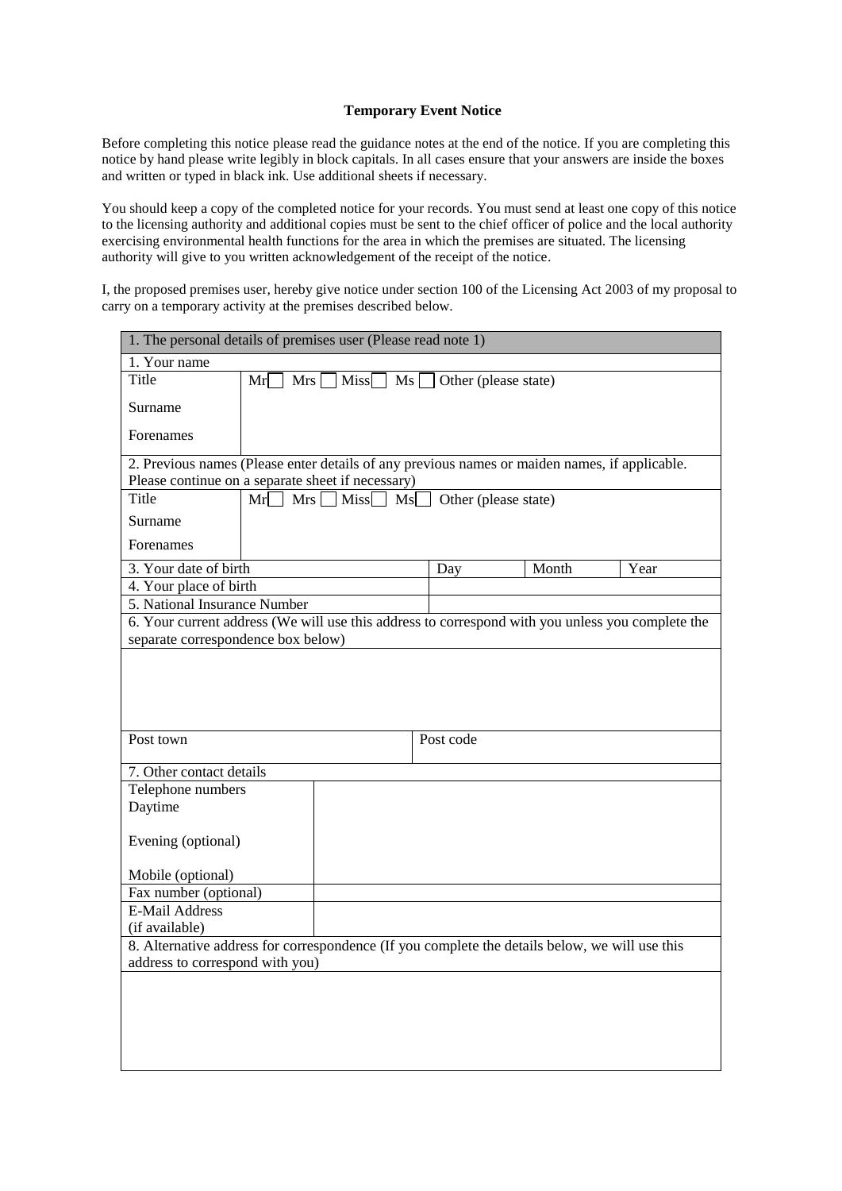# Temporary Event Notice

Before completing this notice please read the guidance notes at the end of the notice. If you are completing this notice by hand please write legibly in block capitals. In all cases ensure that your answers are inside the boxes and written or typed in black ink. Use additional sheets if necessary.

You should keep a copy of the completed notice for your records. You must send at least one copy of this notice to the licensing authority and additional copies must be sent to the chief officer of police and the local authority exercising environmental health functions for the area in which the premises are situated. The licensing authority will give to you written acknowledgement of the receipt of the notice.

I, the proposed premises user, hereby give notice under section 100 of the Licensing Act 2003 of my proposal to carry on a temporary activity at the premises described below.

| 1. The personal details of premises user (Please read note 1) | | | | |
|---|---|---|---|---|
| 1. Your name | | | | |
| Title | Mr ☐ Mrs ☐ Miss ☐ Ms ☐ Other (please state) | | | |
| Surname | | | | |
| Forenames | | | | |
| 2. Previous names (Please enter details of any previous names or maiden names, if applicable. Please continue on a separate sheet if necessary) | | | | |
| Title | Mr ☐ Mrs ☐ Miss ☐ Ms ☐ Other (please state) | | | |
| Surname | | | | |
| Forenames | | | | |
| 3. Your date of birth | | Day | Month | Year |
| 4. Your place of birth | | | | |
| 5. National Insurance Number | | | | |
| 6. Your current address (We will use this address to correspond with you unless you complete the separate correspondence box below) | | | | |
| | | | | |
| Post town | | Post code | | |
| 7. Other contact details | | | | |
| Telephone numbers<br>Daytime<br><br>Evening (optional)<br><br>Mobile (optional) | | | | |
| Fax number (optional) | | | | |
| E-Mail Address (if available) | | | | |
| 8. Alternative address for correspondence (If you complete the details below, we will use this address to correspond with you) | | | | |
| | | | | |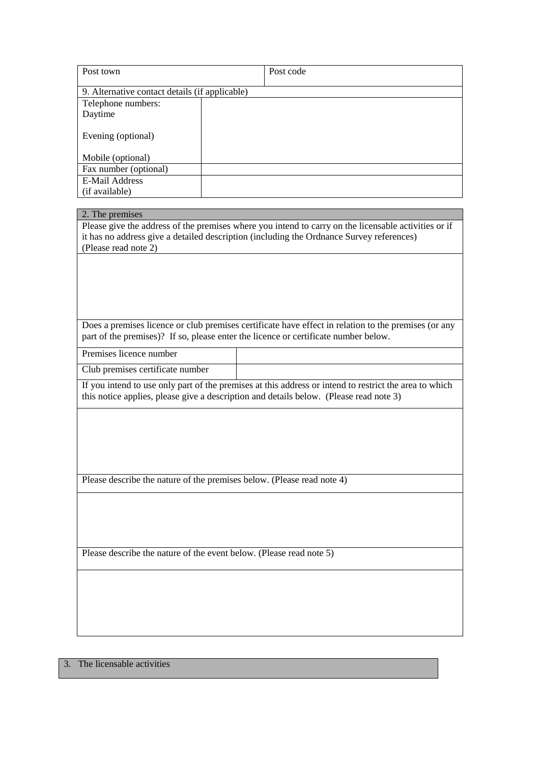| Post town | Post code |
|---|---|

| 9. Alternative contact details (if applicable) | |
|---|---|
| Telephone numbers:<br>Daytime<br><br>Evening (optional)<br><br>Mobile (optional) | |
| Fax number (optional) | |
| E-Mail Address<br>(if available) | |

## 2. The premises

Please give the address of the premises where you intend to carry on the licensable activities or if it has no address give a detailed description (including the Ordnance Survey references) (Please read note 2)

Does a premises licence or club premises certificate have effect in relation to the premises (or any part of the premises)? If so, please enter the licence or certificate number below.

| Premises licence number | |
|---|---|
| Club premises certificate number | |

If you intend to use only part of the premises at this address or intend to restrict the area to which this notice applies, please give a description and details below. (Please read note 3)

Please describe the nature of the premises below. (Please read note 4)

Please describe the nature of the event below. (Please read note 5)

## 3. The licensable activities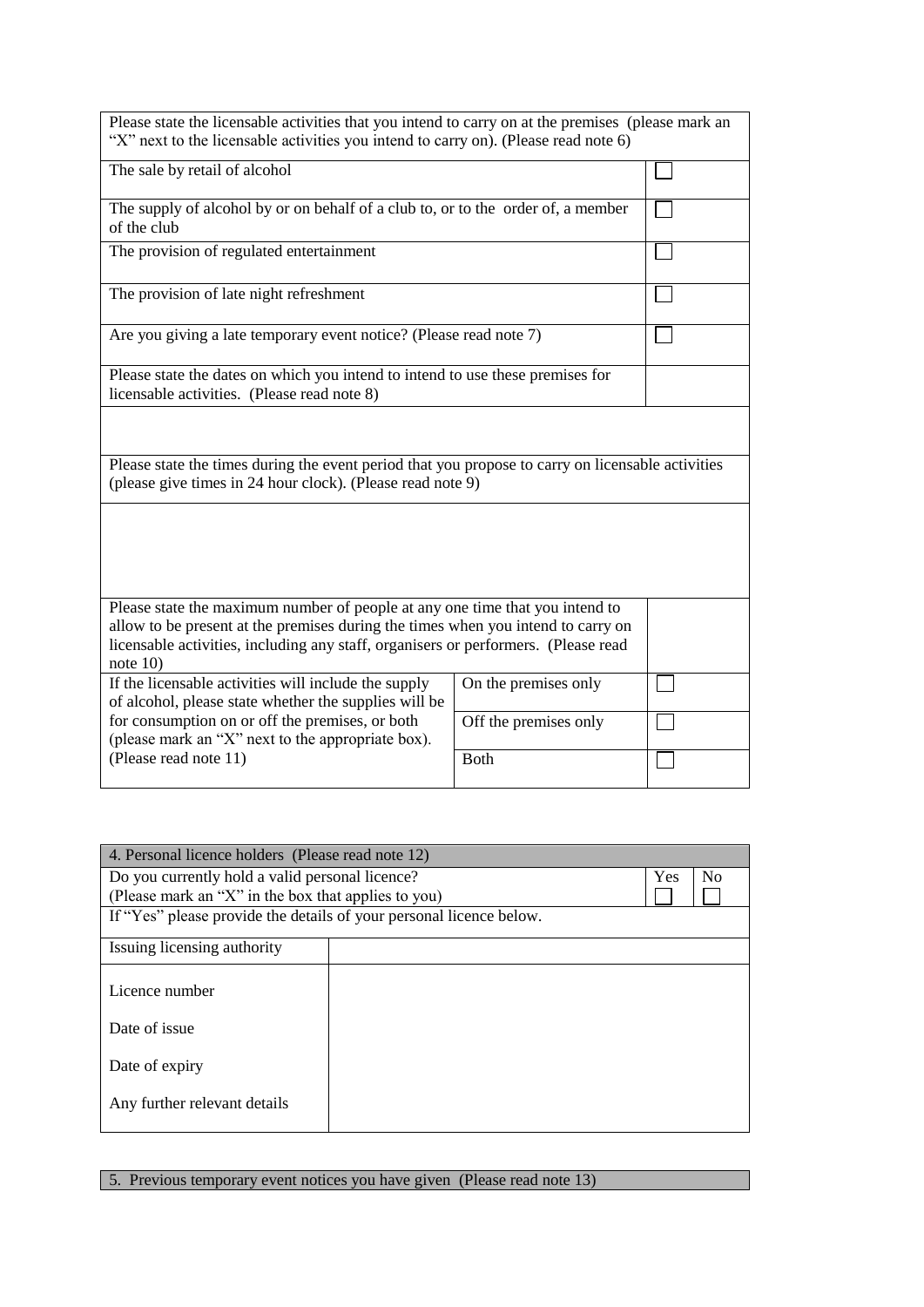| Please state the licensable activities that you intend to carry on at the premises (please mark an "X" next to the licensable activities you intend to carry on). (Please read note 6) | |
|---|---|
| The sale by retail of alcohol | ☐ |
| The supply of alcohol by or on behalf of a club to, or to the order of, a member of the club | ☐ |
| The provision of regulated entertainment | ☐ |
| The provision of late night refreshment | ☐ |
| Are you giving a late temporary event notice? (Please read note 7) | ☐ |
| Please state the dates on which you intend to intend to use these premises for licensable activities. (Please read note 8) | |
| | |
| Please state the times during the event period that you propose to carry on licensable activities (please give times in 24 hour clock). (Please read note 9) | |
| | |
| Please state the maximum number of people at any one time that you intend to allow to be present at the premises during the times when you intend to carry on licensable activities, including any staff, organisers or performers. (Please read note 10) | |

| If the licensable activities will include the supply of alcohol, please state whether the supplies will be for consumption on or off the premises, or both (please mark an "X" next to the appropriate box). (Please read note 11) | | |
|---|---|---|
| | On the premises only | ☐ |
| | Off the premises only | ☐ |
| | Both | ☐ |

| 4. Personal licence holders (Please read note 12) | | |
|---|---|---|
| Do you currently hold a valid personal licence? (Please mark an "X" in the box that applies to you) | Yes ☐ | No ☐ |
| If "Yes" please provide the details of your personal licence below. | | |
| Issuing licensing authority | | |
| Licence number | | |
| Date of issue | | |
| Date of expiry | | |
| Any further relevant details | | |

| 5. Previous temporary event notices you have given (Please read note 13) |
|---|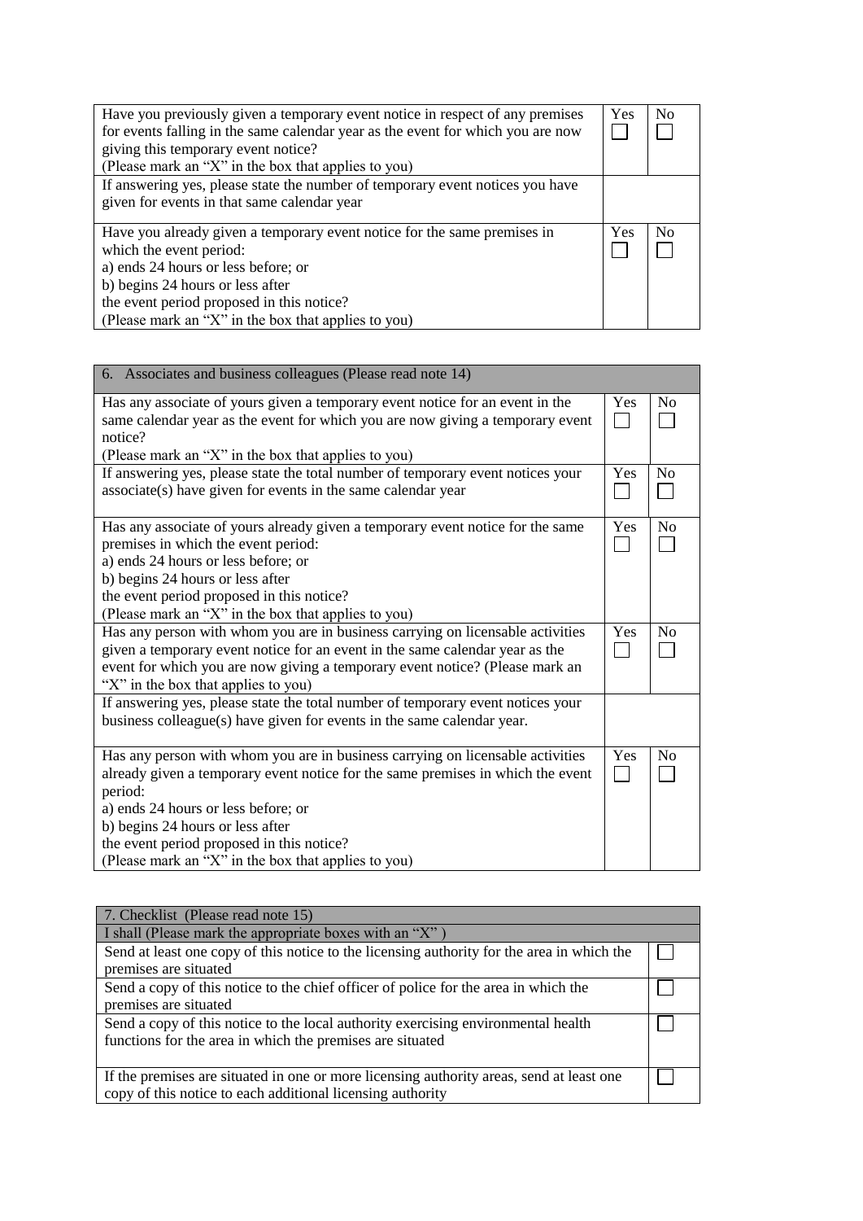| | Yes | No |
|---|---|---|
| Have you previously given a temporary event notice in respect of any premises for events falling in the same calendar year as the event for which you are now giving this temporary event notice?<br>(Please mark an "X" in the box that applies to you) | ☐ | ☐ |
| If answering yes, please state the number of temporary event notices you have given for events in that same calendar year | | |
| Have you already given a temporary event notice for the same premises in which the event period:<br>a) ends 24 hours or less before; or<br>b) begins 24 hours or less after<br>the event period proposed in this notice?<br>(Please mark an "X" in the box that applies to you) | Yes ☐ | No ☐ |

| 6. Associates and business colleagues (Please read note 14) | | |
|---|---|---|
| Has any associate of yours given a temporary event notice for an event in the same calendar year as the event for which you are now giving a temporary event notice?<br>(Please mark an "X" in the box that applies to you) | Yes ☐ | No ☐ |
| If answering yes, please state the total number of temporary event notices your associate(s) have given for events in the same calendar year | Yes ☐ | No ☐ |
| Has any associate of yours already given a temporary event notice for the same premises in which the event period:<br>a) ends 24 hours or less before; or<br>b) begins 24 hours or less after<br>the event period proposed in this notice?<br>(Please mark an "X" in the box that applies to you) | Yes ☐ | No ☐ |
| Has any person with whom you are in business carrying on licensable activities given a temporary event notice for an event in the same calendar year as the event for which you are now giving a temporary event notice? (Please mark an "X" in the box that applies to you) | Yes ☐ | No ☐ |
| If answering yes, please state the total number of temporary event notices your business colleague(s) have given for events in the same calendar year. | | |
| Has any person with whom you are in business carrying on licensable activities already given a temporary event notice for the same premises in which the event period:<br>a) ends 24 hours or less before; or<br>b) begins 24 hours or less after<br>the event period proposed in this notice?<br>(Please mark an "X" in the box that applies to you) | Yes ☐ | No ☐ |

| 7. Checklist (Please read note 15) | |
|---|---|
| I shall (Please mark the appropriate boxes with an "X" ) | |
| Send at least one copy of this notice to the licensing authority for the area in which the premises are situated | ☐ |
| Send a copy of this notice to the chief officer of police for the area in which the premises are situated | ☐ |
| Send a copy of this notice to the local authority exercising environmental health functions for the area in which the premises are situated | ☐ |
| If the premises are situated in one or more licensing authority areas, send at least one copy of this notice to each additional licensing authority | ☐ |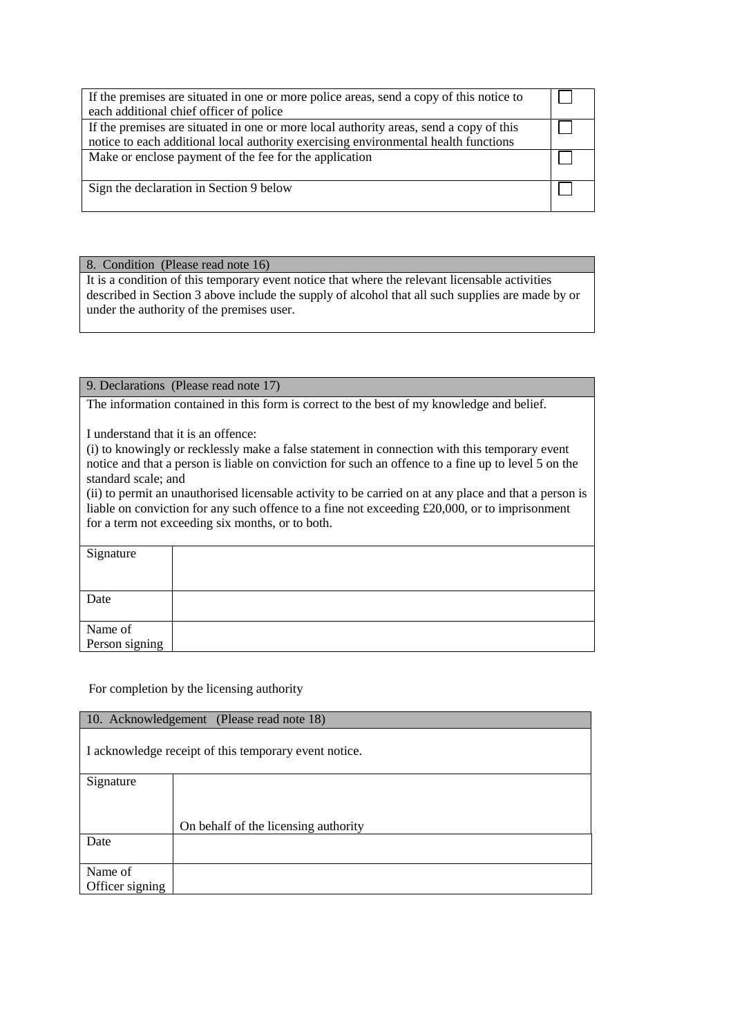| | |
|---|---|
| If the premises are situated in one or more police areas, send a copy of this notice to each additional chief officer of police | ☐ |
| If the premises are situated in one or more local authority areas, send a copy of this notice to each additional local authority exercising environmental health functions | ☐ |
| Make or enclose payment of the fee for the application | ☐ |
| Sign the declaration in Section 9 below | ☐ |

| 8. Condition (Please read note 16) |
|---|
| It is a condition of this temporary event notice that where the relevant licensable activities described in Section 3 above include the supply of alcohol that all such supplies are made by or under the authority of the premises user. |

| 9. Declarations (Please read note 17) | |
|---|---|
| The information contained in this form is correct to the best of my knowledge and belief.<br><br>I understand that it is an offence:<br>(i) to knowingly or recklessly make a false statement in connection with this temporary event notice and that a person is liable on conviction for such an offence to a fine up to level 5 on the standard scale; and<br>(ii) to permit an unauthorised licensable activity to be carried on at any place and that a person is liable on conviction for any such offence to a fine not exceeding £20,000, or to imprisonment for a term not exceeding six months, or to both. | |
| Signature | |
| Date | |
| Name of Person signing | |

For completion by the licensing authority

| 10. Acknowledgement (Please read note 18) | |
|---|---|
| I acknowledge receipt of this temporary event notice. | |
| Signature | On behalf of the licensing authority |
| Date | |
| Name of Officer signing | |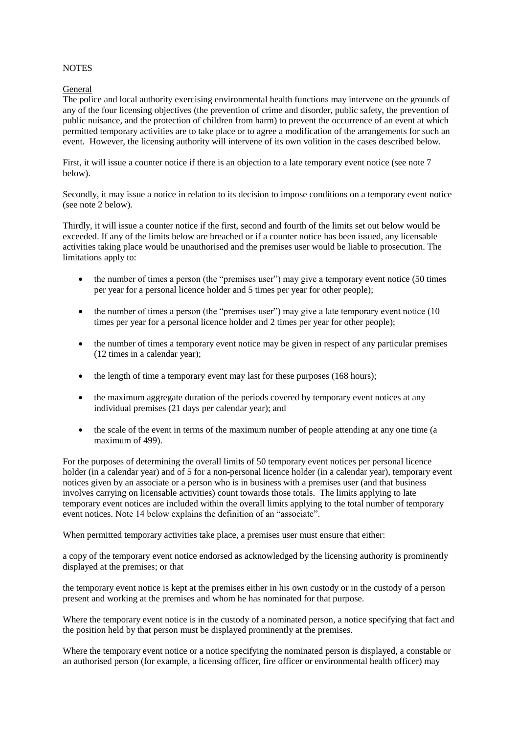NOTES

General

The police and local authority exercising environmental health functions may intervene on the grounds of any of the four licensing objectives (the prevention of crime and disorder, public safety, the prevention of public nuisance, and the protection of children from harm) to prevent the occurrence of an event at which permitted temporary activities are to take place or to agree a modification of the arrangements for such an event. However, the licensing authority will intervene of its own volition in the cases described below.

First, it will issue a counter notice if there is an objection to a late temporary event notice (see note 7 below).

Secondly, it may issue a notice in relation to its decision to impose conditions on a temporary event notice (see note 2 below).

Thirdly, it will issue a counter notice if the first, second and fourth of the limits set out below would be exceeded. If any of the limits below are breached or if a counter notice has been issued, any licensable activities taking place would be unauthorised and the premises user would be liable to prosecution. The limitations apply to:

- the number of times a person (the "premises user") may give a temporary event notice (50 times per year for a personal licence holder and 5 times per year for other people);
- the number of times a person (the "premises user") may give a late temporary event notice (10 times per year for a personal licence holder and 2 times per year for other people);
- the number of times a temporary event notice may be given in respect of any particular premises (12 times in a calendar year);
- the length of time a temporary event may last for these purposes (168 hours);
- the maximum aggregate duration of the periods covered by temporary event notices at any individual premises (21 days per calendar year); and
- the scale of the event in terms of the maximum number of people attending at any one time (a maximum of 499).

For the purposes of determining the overall limits of 50 temporary event notices per personal licence holder (in a calendar year) and of 5 for a non-personal licence holder (in a calendar year), temporary event notices given by an associate or a person who is in business with a premises user (and that business involves carrying on licensable activities) count towards those totals. The limits applying to late temporary event notices are included within the overall limits applying to the total number of temporary event notices. Note 14 below explains the definition of an "associate".

When permitted temporary activities take place, a premises user must ensure that either:

a copy of the temporary event notice endorsed as acknowledged by the licensing authority is prominently displayed at the premises; or that

the temporary event notice is kept at the premises either in his own custody or in the custody of a person present and working at the premises and whom he has nominated for that purpose.

Where the temporary event notice is in the custody of a nominated person, a notice specifying that fact and the position held by that person must be displayed prominently at the premises.

Where the temporary event notice or a notice specifying the nominated person is displayed, a constable or an authorised person (for example, a licensing officer, fire officer or environmental health officer) may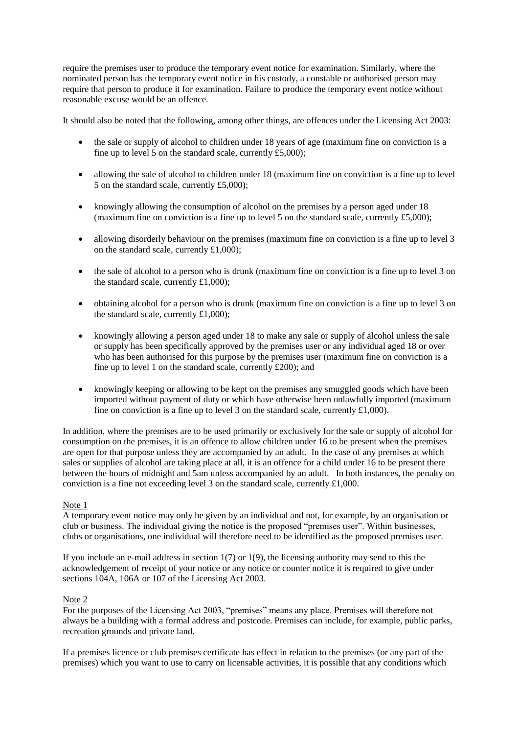require the premises user to produce the temporary event notice for examination. Similarly, where the nominated person has the temporary event notice in his custody, a constable or authorised person may require that person to produce it for examination. Failure to produce the temporary event notice without reasonable excuse would be an offence.

It should also be noted that the following, among other things, are offences under the Licensing Act 2003:

- the sale or supply of alcohol to children under 18 years of age (maximum fine on conviction is a fine up to level 5 on the standard scale, currently £5,000);

- allowing the sale of alcohol to children under 18 (maximum fine on conviction is a fine up to level 5 on the standard scale, currently £5,000);

- knowingly allowing the consumption of alcohol on the premises by a person aged under 18 (maximum fine on conviction is a fine up to level 5 on the standard scale, currently £5,000);

- allowing disorderly behaviour on the premises (maximum fine on conviction is a fine up to level 3 on the standard scale, currently £1,000);

- the sale of alcohol to a person who is drunk (maximum fine on conviction is a fine up to level 3 on the standard scale, currently £1,000);

- obtaining alcohol for a person who is drunk (maximum fine on conviction is a fine up to level 3 on the standard scale, currently £1,000);

- knowingly allowing a person aged under 18 to make any sale or supply of alcohol unless the sale or supply has been specifically approved by the premises user or any individual aged 18 or over who has been authorised for this purpose by the premises user (maximum fine on conviction is a fine up to level 1 on the standard scale, currently £200); and

- knowingly keeping or allowing to be kept on the premises any smuggled goods which have been imported without payment of duty or which have otherwise been unlawfully imported (maximum fine on conviction is a fine up to level 3 on the standard scale, currently £1,000).

In addition, where the premises are to be used primarily or exclusively for the sale or supply of alcohol for consumption on the premises, it is an offence to allow children under 16 to be present when the premises are open for that purpose unless they are accompanied by an adult. In the case of any premises at which sales or supplies of alcohol are taking place at all, it is an offence for a child under 16 to be present there between the hours of midnight and 5am unless accompanied by an adult. In both instances, the penalty on conviction is a fine not exceeding level 3 on the standard scale, currently £1,000.

Note 1

A temporary event notice may only be given by an individual and not, for example, by an organisation or club or business. The individual giving the notice is the proposed "premises user". Within businesses, clubs or organisations, one individual will therefore need to be identified as the proposed premises user.

If you include an e-mail address in section 1(7) or 1(9), the licensing authority may send to this the acknowledgement of receipt of your notice or any notice or counter notice it is required to give under sections 104A, 106A or 107 of the Licensing Act 2003.

Note 2

For the purposes of the Licensing Act 2003, "premises" means any place. Premises will therefore not always be a building with a formal address and postcode. Premises can include, for example, public parks, recreation grounds and private land.

If a premises licence or club premises certificate has effect in relation to the premises (or any part of the premises) which you want to use to carry on licensable activities, it is possible that any conditions which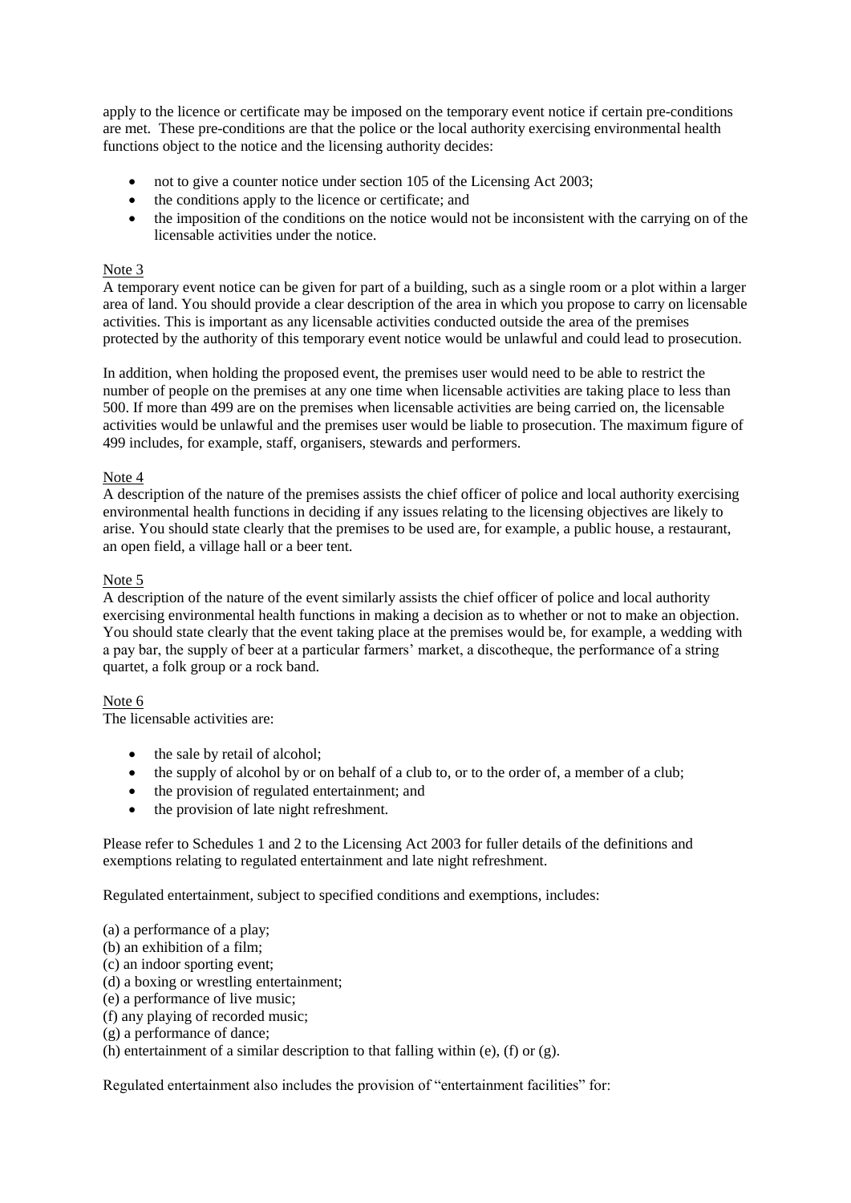apply to the licence or certificate may be imposed on the temporary event notice if certain pre-conditions are met. These pre-conditions are that the police or the local authority exercising environmental health functions object to the notice and the licensing authority decides:

- not to give a counter notice under section 105 of the Licensing Act 2003;
- the conditions apply to the licence or certificate; and
- the imposition of the conditions on the notice would not be inconsistent with the carrying on of the licensable activities under the notice.

Note 3

A temporary event notice can be given for part of a building, such as a single room or a plot within a larger area of land. You should provide a clear description of the area in which you propose to carry on licensable activities. This is important as any licensable activities conducted outside the area of the premises protected by the authority of this temporary event notice would be unlawful and could lead to prosecution.

In addition, when holding the proposed event, the premises user would need to be able to restrict the number of people on the premises at any one time when licensable activities are taking place to less than 500. If more than 499 are on the premises when licensable activities are being carried on, the licensable activities would be unlawful and the premises user would be liable to prosecution. The maximum figure of 499 includes, for example, staff, organisers, stewards and performers.

Note 4

A description of the nature of the premises assists the chief officer of police and local authority exercising environmental health functions in deciding if any issues relating to the licensing objectives are likely to arise. You should state clearly that the premises to be used are, for example, a public house, a restaurant, an open field, a village hall or a beer tent.

Note 5

A description of the nature of the event similarly assists the chief officer of police and local authority exercising environmental health functions in making a decision as to whether or not to make an objection. You should state clearly that the event taking place at the premises would be, for example, a wedding with a pay bar, the supply of beer at a particular farmers' market, a discotheque, the performance of a string quartet, a folk group or a rock band.

Note 6

The licensable activities are:

- the sale by retail of alcohol;
- the supply of alcohol by or on behalf of a club to, or to the order of, a member of a club;
- the provision of regulated entertainment; and
- the provision of late night refreshment.

Please refer to Schedules 1 and 2 to the Licensing Act 2003 for fuller details of the definitions and exemptions relating to regulated entertainment and late night refreshment.

Regulated entertainment, subject to specified conditions and exemptions, includes:

(a) a performance of a play;
(b) an exhibition of a film;
(c) an indoor sporting event;
(d) a boxing or wrestling entertainment;
(e) a performance of live music;
(f) any playing of recorded music;
(g) a performance of dance;
(h) entertainment of a similar description to that falling within (e), (f) or (g).

Regulated entertainment also includes the provision of "entertainment facilities" for: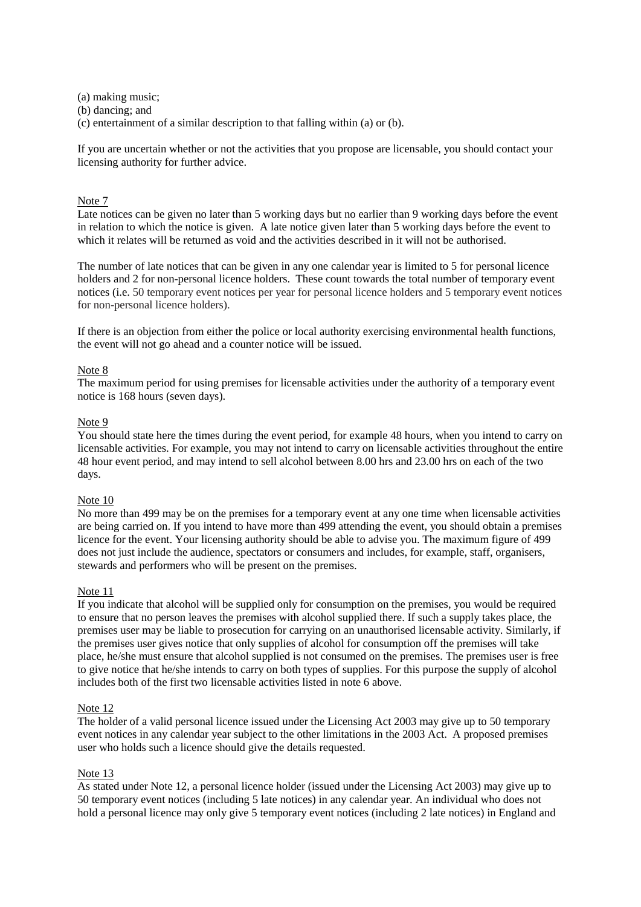(a) making music;
(b) dancing; and
(c) entertainment of a similar description to that falling within (a) or (b).

If you are uncertain whether or not the activities that you propose are licensable, you should contact your licensing authority for further advice.

Note 7

Late notices can be given no later than 5 working days but no earlier than 9 working days before the event in relation to which the notice is given. A late notice given later than 5 working days before the event to which it relates will be returned as void and the activities described in it will not be authorised.

The number of late notices that can be given in any one calendar year is limited to 5 for personal licence holders and 2 for non-personal licence holders. These count towards the total number of temporary event notices (i.e. 50 temporary event notices per year for personal licence holders and 5 temporary event notices for non-personal licence holders).

If there is an objection from either the police or local authority exercising environmental health functions, the event will not go ahead and a counter notice will be issued.

Note 8

The maximum period for using premises for licensable activities under the authority of a temporary event notice is 168 hours (seven days).

Note 9

You should state here the times during the event period, for example 48 hours, when you intend to carry on licensable activities. For example, you may not intend to carry on licensable activities throughout the entire 48 hour event period, and may intend to sell alcohol between 8.00 hrs and 23.00 hrs on each of the two days.

Note 10

No more than 499 may be on the premises for a temporary event at any one time when licensable activities are being carried on. If you intend to have more than 499 attending the event, you should obtain a premises licence for the event. Your licensing authority should be able to advise you. The maximum figure of 499 does not just include the audience, spectators or consumers and includes, for example, staff, organisers, stewards and performers who will be present on the premises.

Note 11

If you indicate that alcohol will be supplied only for consumption on the premises, you would be required to ensure that no person leaves the premises with alcohol supplied there. If such a supply takes place, the premises user may be liable to prosecution for carrying on an unauthorised licensable activity. Similarly, if the premises user gives notice that only supplies of alcohol for consumption off the premises will take place, he/she must ensure that alcohol supplied is not consumed on the premises. The premises user is free to give notice that he/she intends to carry on both types of supplies. For this purpose the supply of alcohol includes both of the first two licensable activities listed in note 6 above.

Note 12

The holder of a valid personal licence issued under the Licensing Act 2003 may give up to 50 temporary event notices in any calendar year subject to the other limitations in the 2003 Act. A proposed premises user who holds such a licence should give the details requested.

Note 13

As stated under Note 12, a personal licence holder (issued under the Licensing Act 2003) may give up to 50 temporary event notices (including 5 late notices) in any calendar year. An individual who does not hold a personal licence may only give 5 temporary event notices (including 2 late notices) in England and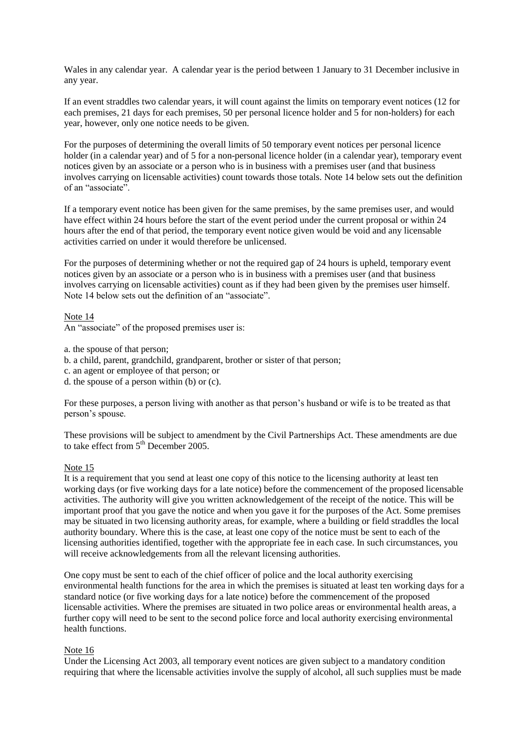Wales in any calendar year. A calendar year is the period between 1 January to 31 December inclusive in any year.

If an event straddles two calendar years, it will count against the limits on temporary event notices (12 for each premises, 21 days for each premises, 50 per personal licence holder and 5 for non-holders) for each year, however, only one notice needs to be given.

For the purposes of determining the overall limits of 50 temporary event notices per personal licence holder (in a calendar year) and of 5 for a non-personal licence holder (in a calendar year), temporary event notices given by an associate or a person who is in business with a premises user (and that business involves carrying on licensable activities) count towards those totals. Note 14 below sets out the definition of an "associate".

If a temporary event notice has been given for the same premises, by the same premises user, and would have effect within 24 hours before the start of the event period under the current proposal or within 24 hours after the end of that period, the temporary event notice given would be void and any licensable activities carried on under it would therefore be unlicensed.

For the purposes of determining whether or not the required gap of 24 hours is upheld, temporary event notices given by an associate or a person who is in business with a premises user (and that business involves carrying on licensable activities) count as if they had been given by the premises user himself. Note 14 below sets out the definition of an "associate".

Note 14

An "associate" of the proposed premises user is:

a. the spouse of that person;
b. a child, parent, grandchild, grandparent, brother or sister of that person;
c. an agent or employee of that person; or
d. the spouse of a person within (b) or (c).

For these purposes, a person living with another as that person's husband or wife is to be treated as that person's spouse.

These provisions will be subject to amendment by the Civil Partnerships Act. These amendments are due to take effect from 5th December 2005.

Note 15

It is a requirement that you send at least one copy of this notice to the licensing authority at least ten working days (or five working days for a late notice) before the commencement of the proposed licensable activities. The authority will give you written acknowledgement of the receipt of the notice. This will be important proof that you gave the notice and when you gave it for the purposes of the Act. Some premises may be situated in two licensing authority areas, for example, where a building or field straddles the local authority boundary. Where this is the case, at least one copy of the notice must be sent to each of the licensing authorities identified, together with the appropriate fee in each case. In such circumstances, you will receive acknowledgements from all the relevant licensing authorities.

One copy must be sent to each of the chief officer of police and the local authority exercising environmental health functions for the area in which the premises is situated at least ten working days for a standard notice (or five working days for a late notice) before the commencement of the proposed licensable activities. Where the premises are situated in two police areas or environmental health areas, a further copy will need to be sent to the second police force and local authority exercising environmental health functions.

Note 16

Under the Licensing Act 2003, all temporary event notices are given subject to a mandatory condition requiring that where the licensable activities involve the supply of alcohol, all such supplies must be made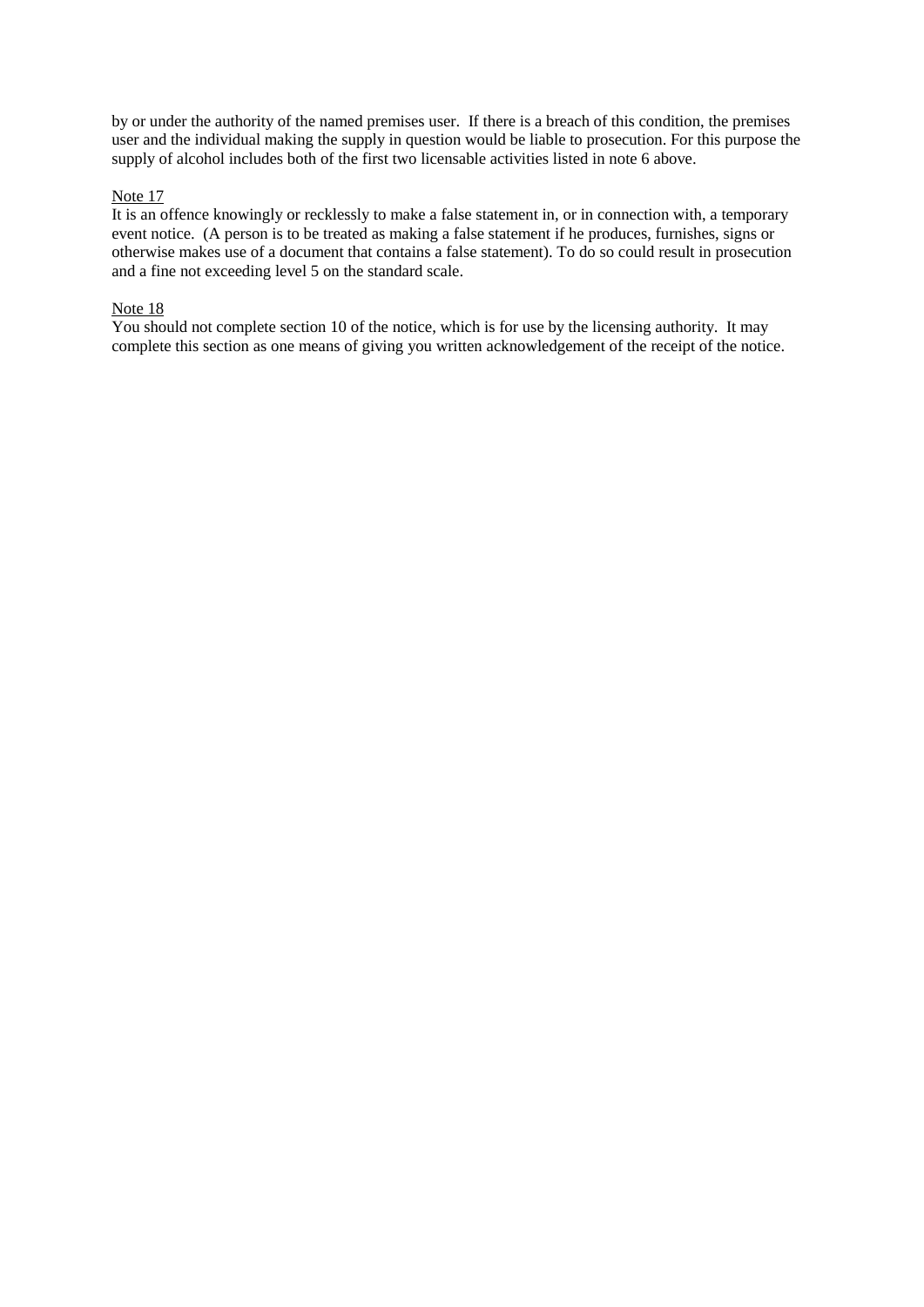by or under the authority of the named premises user. If there is a breach of this condition, the premises user and the individual making the supply in question would be liable to prosecution. For this purpose the supply of alcohol includes both of the first two licensable activities listed in note 6 above.

Note 17

It is an offence knowingly or recklessly to make a false statement in, or in connection with, a temporary event notice. (A person is to be treated as making a false statement if he produces, furnishes, signs or otherwise makes use of a document that contains a false statement). To do so could result in prosecution and a fine not exceeding level 5 on the standard scale.

Note 18

You should not complete section 10 of the notice, which is for use by the licensing authority. It may complete this section as one means of giving you written acknowledgement of the receipt of the notice.